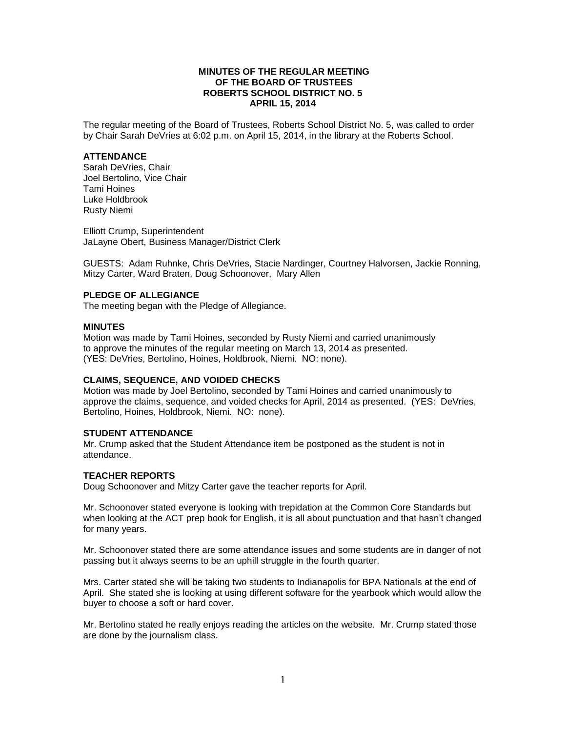**MINUTES OF THE REGULAR MEETING**
**OF THE BOARD OF TRUSTEES**
**ROBERTS SCHOOL DISTRICT NO. 5**
**APRIL 15, 2014**

The regular meeting of the Board of Trustees, Roberts School District No. 5, was called to order by Chair Sarah DeVries at 6:02 p.m. on April 15, 2014, in the library at the Roberts School.

**ATTENDANCE**

Sarah DeVries, Chair
Joel Bertolino, Vice Chair
Tami Hoines
Luke Holdbrook
Rusty Niemi

Elliott Crump, Superintendent
JaLayne Obert, Business Manager/District Clerk

GUESTS: Adam Ruhnke, Chris DeVries, Stacie Nardinger, Courtney Halvorsen, Jackie Ronning, Mitzy Carter, Ward Braten, Doug Schoonover, Mary Allen

**PLEDGE OF ALLEGIANCE**

The meeting began with the Pledge of Allegiance.

**MINUTES**

Motion was made by Tami Hoines, seconded by Rusty Niemi and carried unanimously to approve the minutes of the regular meeting on March 13, 2014 as presented. (YES: DeVries, Bertolino, Hoines, Holdbrook, Niemi. NO: none).

**CLAIMS, SEQUENCE, AND VOIDED CHECKS**

Motion was made by Joel Bertolino, seconded by Tami Hoines and carried unanimously to approve the claims, sequence, and voided checks for April, 2014 as presented. (YES: DeVries, Bertolino, Hoines, Holdbrook, Niemi. NO: none).

**STUDENT ATTENDANCE**

Mr. Crump asked that the Student Attendance item be postponed as the student is not in attendance.

**TEACHER REPORTS**

Doug Schoonover and Mitzy Carter gave the teacher reports for April.

Mr. Schoonover stated everyone is looking with trepidation at the Common Core Standards but when looking at the ACT prep book for English, it is all about punctuation and that hasn't changed for many years.

Mr. Schoonover stated there are some attendance issues and some students are in danger of not passing but it always seems to be an uphill struggle in the fourth quarter.

Mrs. Carter stated she will be taking two students to Indianapolis for BPA Nationals at the end of April. She stated she is looking at using different software for the yearbook which would allow the buyer to choose a soft or hard cover.

Mr. Bertolino stated he really enjoys reading the articles on the website. Mr. Crump stated those are done by the journalism class.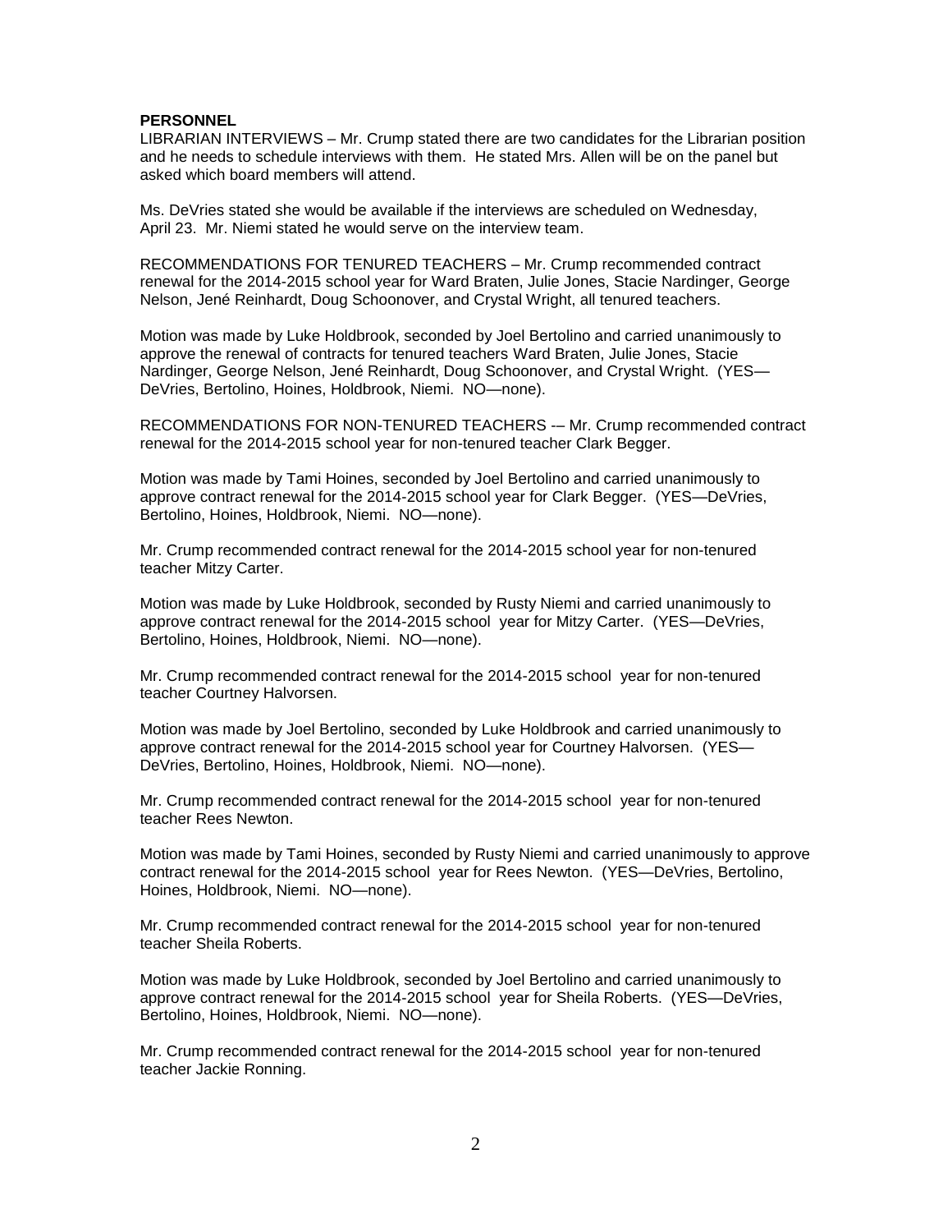**PERSONNEL**

LIBRARIAN INTERVIEWS – Mr. Crump stated there are two candidates for the Librarian position and he needs to schedule interviews with them. He stated Mrs. Allen will be on the panel but asked which board members will attend.

Ms. DeVries stated she would be available if the interviews are scheduled on Wednesday, April 23. Mr. Niemi stated he would serve on the interview team.

RECOMMENDATIONS FOR TENURED TEACHERS – Mr. Crump recommended contract renewal for the 2014-2015 school year for Ward Braten, Julie Jones, Stacie Nardinger, George Nelson, Jené Reinhardt, Doug Schoonover, and Crystal Wright, all tenured teachers.

Motion was made by Luke Holdbrook, seconded by Joel Bertolino and carried unanimously to approve the renewal of contracts for tenured teachers Ward Braten, Julie Jones, Stacie Nardinger, George Nelson, Jené Reinhardt, Doug Schoonover, and Crystal Wright. (YES—DeVries, Bertolino, Hoines, Holdbrook, Niemi. NO—none).

RECOMMENDATIONS FOR NON-TENURED TEACHERS -– Mr. Crump recommended contract renewal for the 2014-2015 school year for non-tenured teacher Clark Begger.

Motion was made by Tami Hoines, seconded by Joel Bertolino and carried unanimously to approve contract renewal for the 2014-2015 school year for Clark Begger. (YES—DeVries, Bertolino, Hoines, Holdbrook, Niemi. NO—none).

Mr. Crump recommended contract renewal for the 2014-2015 school year for non-tenured teacher Mitzy Carter.

Motion was made by Luke Holdbrook, seconded by Rusty Niemi and carried unanimously to approve contract renewal for the 2014-2015 school year for Mitzy Carter. (YES—DeVries, Bertolino, Hoines, Holdbrook, Niemi. NO—none).

Mr. Crump recommended contract renewal for the 2014-2015 school year for non-tenured teacher Courtney Halvorsen.

Motion was made by Joel Bertolino, seconded by Luke Holdbrook and carried unanimously to approve contract renewal for the 2014-2015 school year for Courtney Halvorsen. (YES—DeVries, Bertolino, Hoines, Holdbrook, Niemi. NO—none).

Mr. Crump recommended contract renewal for the 2014-2015 school year for non-tenured teacher Rees Newton.

Motion was made by Tami Hoines, seconded by Rusty Niemi and carried unanimously to approve contract renewal for the 2014-2015 school year for Rees Newton. (YES—DeVries, Bertolino, Hoines, Holdbrook, Niemi. NO—none).

Mr. Crump recommended contract renewal for the 2014-2015 school year for non-tenured teacher Sheila Roberts.

Motion was made by Luke Holdbrook, seconded by Joel Bertolino and carried unanimously to approve contract renewal for the 2014-2015 school year for Sheila Roberts. (YES—DeVries, Bertolino, Hoines, Holdbrook, Niemi. NO—none).

Mr. Crump recommended contract renewal for the 2014-2015 school year for non-tenured teacher Jackie Ronning.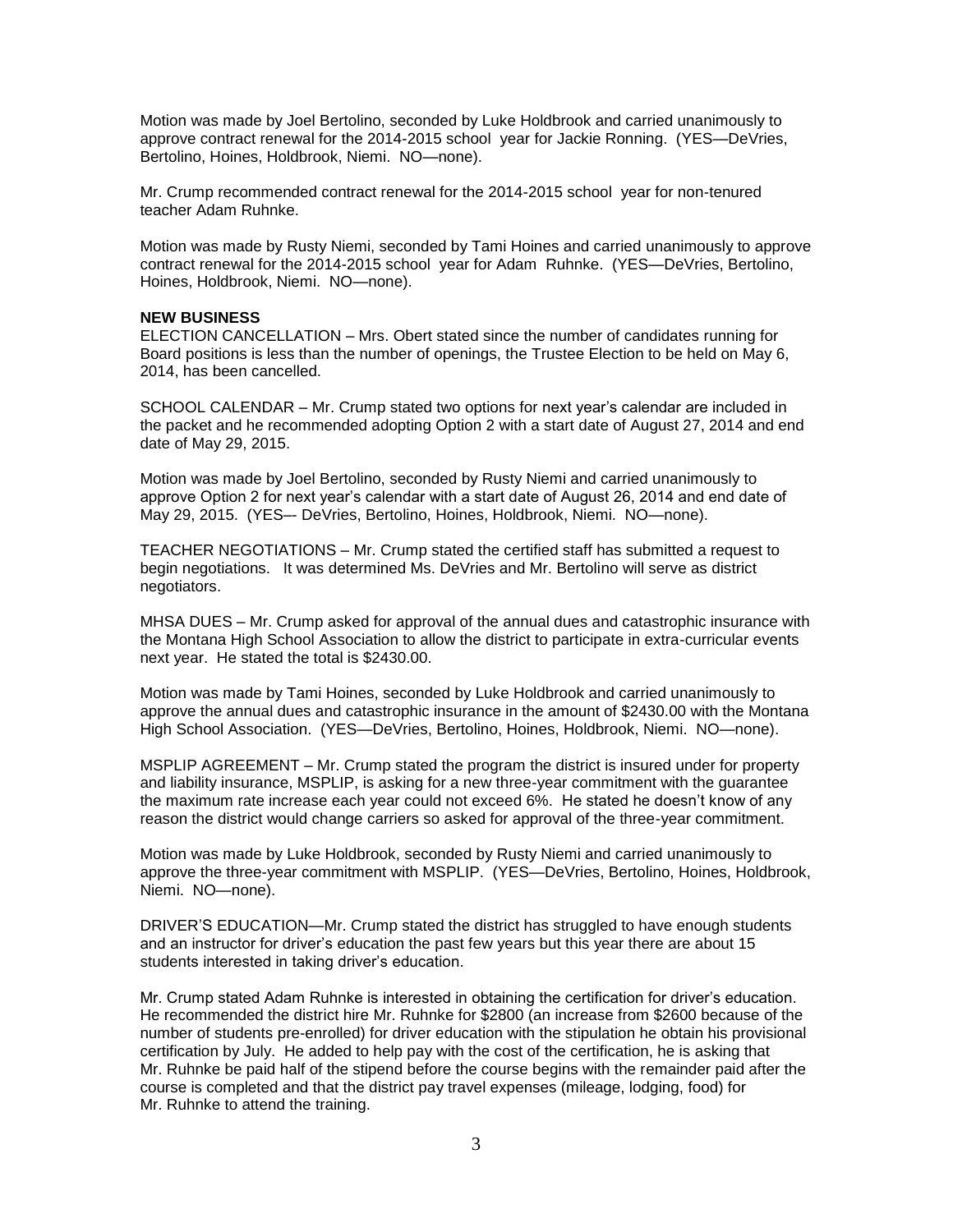Motion was made by Joel Bertolino, seconded by Luke Holdbrook and carried unanimously to approve contract renewal for the 2014-2015 school year for Jackie Ronning. (YES—DeVries, Bertolino, Hoines, Holdbrook, Niemi. NO—none).

Mr. Crump recommended contract renewal for the 2014-2015 school year for non-tenured teacher Adam Ruhnke.

Motion was made by Rusty Niemi, seconded by Tami Hoines and carried unanimously to approve contract renewal for the 2014-2015 school year for Adam Ruhnke. (YES—DeVries, Bertolino, Hoines, Holdbrook, Niemi. NO—none).

**NEW BUSINESS**

ELECTION CANCELLATION – Mrs. Obert stated since the number of candidates running for Board positions is less than the number of openings, the Trustee Election to be held on May 6, 2014, has been cancelled.

SCHOOL CALENDAR – Mr. Crump stated two options for next year's calendar are included in the packet and he recommended adopting Option 2 with a start date of August 27, 2014 and end date of May 29, 2015.

Motion was made by Joel Bertolino, seconded by Rusty Niemi and carried unanimously to approve Option 2 for next year's calendar with a start date of August 26, 2014 and end date of May 29, 2015. (YES–- DeVries, Bertolino, Hoines, Holdbrook, Niemi. NO—none).

TEACHER NEGOTIATIONS – Mr. Crump stated the certified staff has submitted a request to begin negotiations. It was determined Ms. DeVries and Mr. Bertolino will serve as district negotiators.

MHSA DUES – Mr. Crump asked for approval of the annual dues and catastrophic insurance with the Montana High School Association to allow the district to participate in extra-curricular events next year. He stated the total is $2430.00.

Motion was made by Tami Hoines, seconded by Luke Holdbrook and carried unanimously to approve the annual dues and catastrophic insurance in the amount of $2430.00 with the Montana High School Association. (YES—DeVries, Bertolino, Hoines, Holdbrook, Niemi. NO—none).

MSPLIP AGREEMENT – Mr. Crump stated the program the district is insured under for property and liability insurance, MSPLIP, is asking for a new three-year commitment with the guarantee the maximum rate increase each year could not exceed 6%. He stated he doesn't know of any reason the district would change carriers so asked for approval of the three-year commitment.

Motion was made by Luke Holdbrook, seconded by Rusty Niemi and carried unanimously to approve the three-year commitment with MSPLIP. (YES—DeVries, Bertolino, Hoines, Holdbrook, Niemi. NO—none).

DRIVER'S EDUCATION—Mr. Crump stated the district has struggled to have enough students and an instructor for driver's education the past few years but this year there are about 15 students interested in taking driver's education.

Mr. Crump stated Adam Ruhnke is interested in obtaining the certification for driver's education. He recommended the district hire Mr. Ruhnke for $2800 (an increase from $2600 because of the number of students pre-enrolled) for driver education with the stipulation he obtain his provisional certification by July. He added to help pay with the cost of the certification, he is asking that Mr. Ruhnke be paid half of the stipend before the course begins with the remainder paid after the course is completed and that the district pay travel expenses (mileage, lodging, food) for Mr. Ruhnke to attend the training.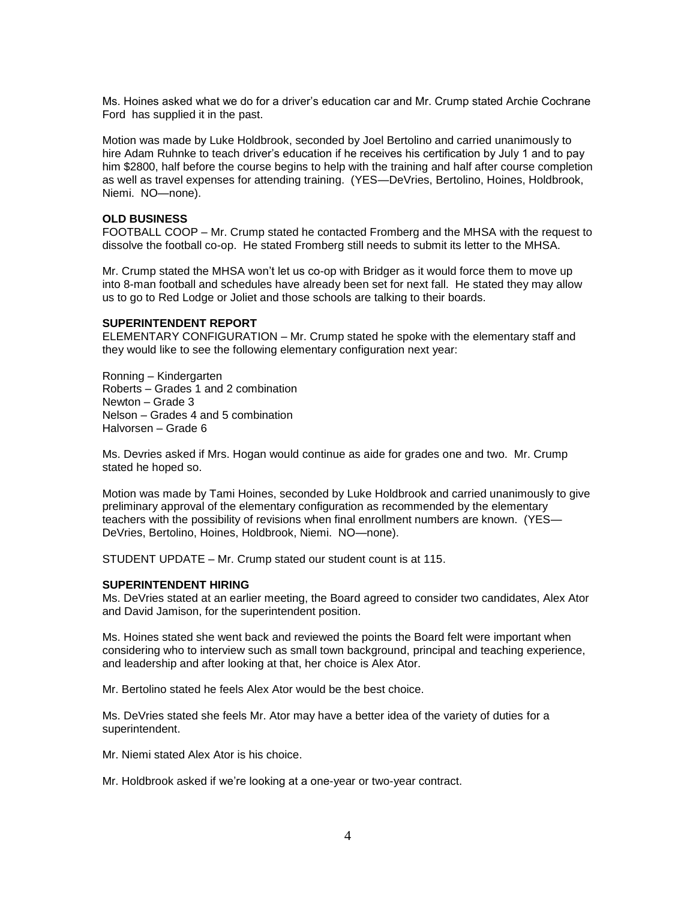Ms. Hoines asked what we do for a driver's education car and Mr. Crump stated Archie Cochrane Ford has supplied it in the past.

Motion was made by Luke Holdbrook, seconded by Joel Bertolino and carried unanimously to hire Adam Ruhnke to teach driver's education if he receives his certification by July 1 and to pay him $2800, half before the course begins to help with the training and half after course completion as well as travel expenses for attending training. (YES—DeVries, Bertolino, Hoines, Holdbrook, Niemi. NO—none).

**OLD BUSINESS**

FOOTBALL COOP – Mr. Crump stated he contacted Fromberg and the MHSA with the request to dissolve the football co-op. He stated Fromberg still needs to submit its letter to the MHSA.

Mr. Crump stated the MHSA won't let us co-op with Bridger as it would force them to move up into 8-man football and schedules have already been set for next fall. He stated they may allow us to go to Red Lodge or Joliet and those schools are talking to their boards.

**SUPERINTENDENT REPORT**

ELEMENTARY CONFIGURATION – Mr. Crump stated he spoke with the elementary staff and they would like to see the following elementary configuration next year:

Ronning – Kindergarten
Roberts – Grades 1 and 2 combination
Newton – Grade 3
Nelson – Grades 4 and 5 combination
Halvorsen – Grade 6

Ms. Devries asked if Mrs. Hogan would continue as aide for grades one and two. Mr. Crump stated he hoped so.

Motion was made by Tami Hoines, seconded by Luke Holdbrook and carried unanimously to give preliminary approval of the elementary configuration as recommended by the elementary teachers with the possibility of revisions when final enrollment numbers are known. (YES—DeVries, Bertolino, Hoines, Holdbrook, Niemi. NO—none).

STUDENT UPDATE – Mr. Crump stated our student count is at 115.

**SUPERINTENDENT HIRING**

Ms. DeVries stated at an earlier meeting, the Board agreed to consider two candidates, Alex Ator and David Jamison, for the superintendent position.

Ms. Hoines stated she went back and reviewed the points the Board felt were important when considering who to interview such as small town background, principal and teaching experience, and leadership and after looking at that, her choice is Alex Ator.

Mr. Bertolino stated he feels Alex Ator would be the best choice.

Ms. DeVries stated she feels Mr. Ator may have a better idea of the variety of duties for a superintendent.

Mr. Niemi stated Alex Ator is his choice.

Mr. Holdbrook asked if we're looking at a one-year or two-year contract.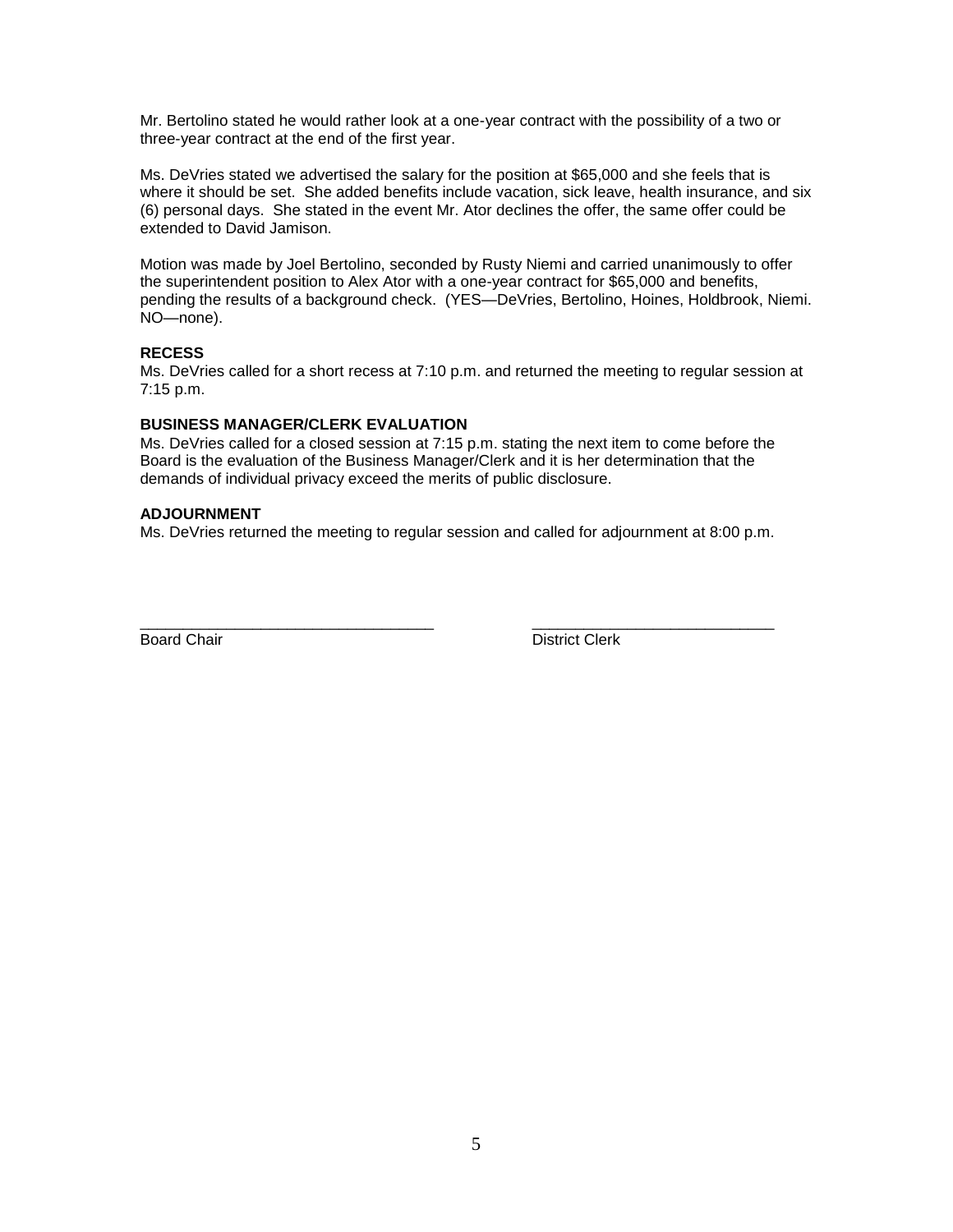Mr. Bertolino stated he would rather look at a one-year contract with the possibility of a two or three-year contract at the end of the first year.

Ms. DeVries stated we advertised the salary for the position at $65,000 and she feels that is where it should be set. She added benefits include vacation, sick leave, health insurance, and six (6) personal days. She stated in the event Mr. Ator declines the offer, the same offer could be extended to David Jamison.

Motion was made by Joel Bertolino, seconded by Rusty Niemi and carried unanimously to offer the superintendent position to Alex Ator with a one-year contract for $65,000 and benefits, pending the results of a background check. (YES—DeVries, Bertolino, Hoines, Holdbrook, Niemi. NO—none).

**RECESS**
Ms. DeVries called for a short recess at 7:10 p.m. and returned the meeting to regular session at 7:15 p.m.

**BUSINESS MANAGER/CLERK EVALUATION**
Ms. DeVries called for a closed session at 7:15 p.m. stating the next item to come before the Board is the evaluation of the Business Manager/Clerk and it is her determination that the demands of individual privacy exceed the merits of public disclosure.

**ADJOURNMENT**
Ms. DeVries returned the meeting to regular session and called for adjournment at 8:00 p.m.

\_\_\_\_\_\_\_\_\_\_\_\_\_\_\_\_\_\_\_\_\_\_\_\_\_\_\_\_\_\_\_\_\_\_ \_\_\_\_\_\_\_\_\_\_\_\_\_\_\_\_\_\_\_\_\_\_\_\_\_\_\_\_\_\_
Board Chair District Clerk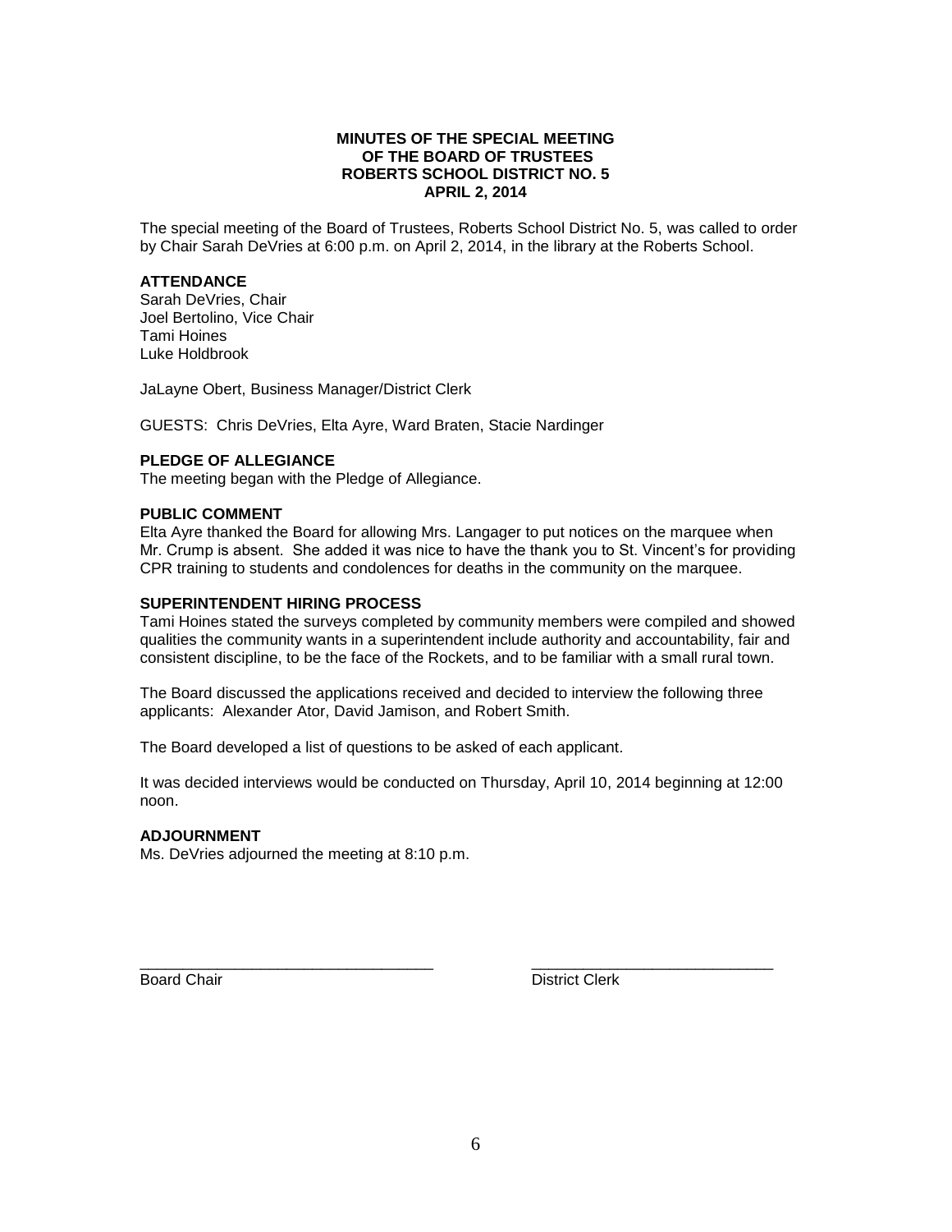**MINUTES OF THE SPECIAL MEETING**
**OF THE BOARD OF TRUSTEES**
**ROBERTS SCHOOL DISTRICT NO. 5**
**APRIL 2, 2014**

The special meeting of the Board of Trustees, Roberts School District No. 5, was called to order by Chair Sarah DeVries at 6:00 p.m. on April 2, 2014, in the library at the Roberts School.

**ATTENDANCE**
Sarah DeVries, Chair
Joel Bertolino, Vice Chair
Tami Hoines
Luke Holdbrook

JaLayne Obert, Business Manager/District Clerk

GUESTS: Chris DeVries, Elta Ayre, Ward Braten, Stacie Nardinger

**PLEDGE OF ALLEGIANCE**
The meeting began with the Pledge of Allegiance.

**PUBLIC COMMENT**
Elta Ayre thanked the Board for allowing Mrs. Langager to put notices on the marquee when Mr. Crump is absent. She added it was nice to have the thank you to St. Vincent's for providing CPR training to students and condolences for deaths in the community on the marquee.

**SUPERINTENDENT HIRING PROCESS**
Tami Hoines stated the surveys completed by community members were compiled and showed qualities the community wants in a superintendent include authority and accountability, fair and consistent discipline, to be the face of the Rockets, and to be familiar with a small rural town.

The Board discussed the applications received and decided to interview the following three applicants: Alexander Ator, David Jamison, and Robert Smith.

The Board developed a list of questions to be asked of each applicant.

It was decided interviews would be conducted on Thursday, April 10, 2014 beginning at 12:00 noon.

**ADJOURNMENT**
Ms. DeVries adjourned the meeting at 8:10 p.m.

\_\_\_\_\_\_\_\_\_\_\_\_\_\_\_\_\_\_\_\_\_\_\_\_\_\_\_\_\_\_\_\_\_\_\_ \_\_\_\_\_\_\_\_\_\_\_\_\_\_\_\_\_\_\_\_\_\_\_\_\_\_\_\_\_\_
Board Chair District Clerk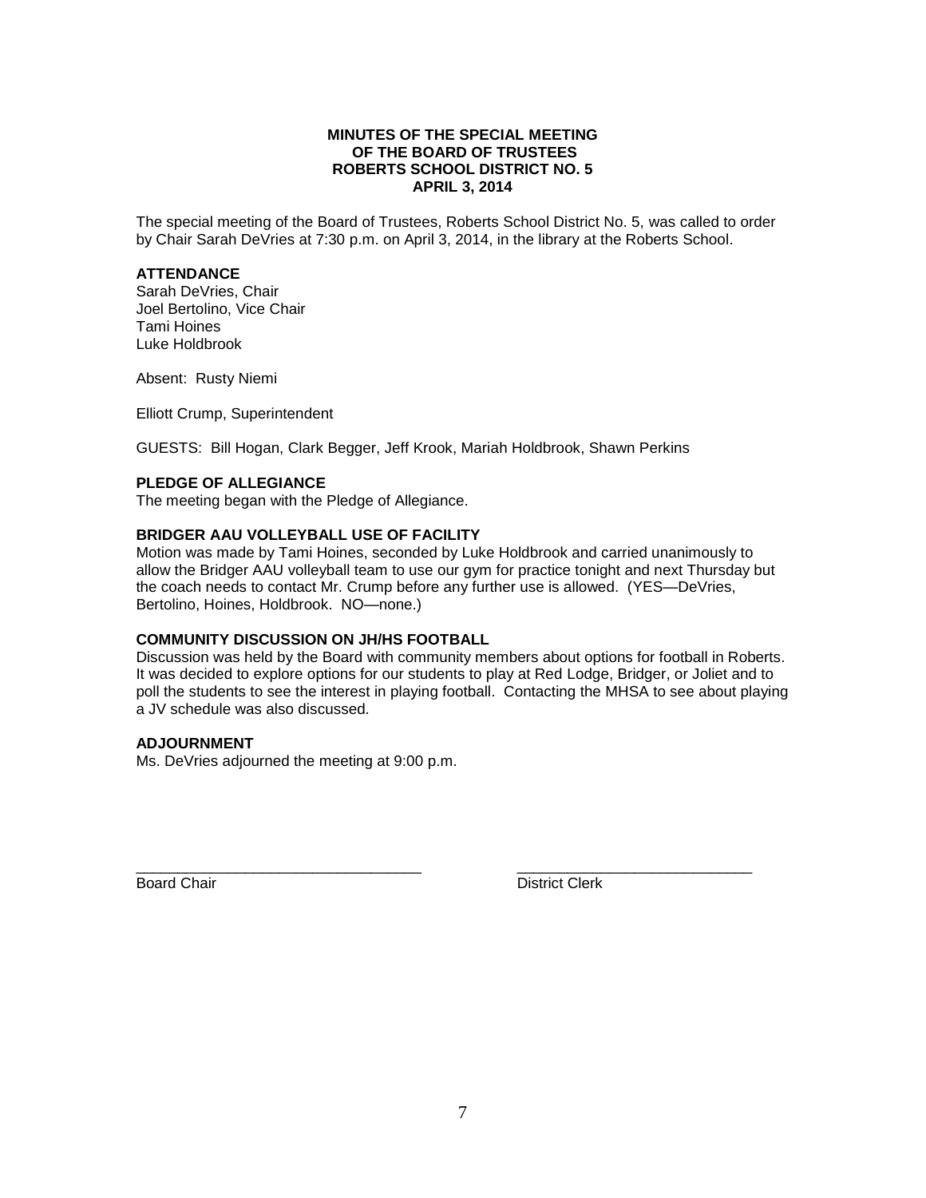**MINUTES OF THE SPECIAL MEETING**
**OF THE BOARD OF TRUSTEES**
**ROBERTS SCHOOL DISTRICT NO. 5**
**APRIL 3, 2014**

The special meeting of the Board of Trustees, Roberts School District No. 5, was called to order by Chair Sarah DeVries at 7:30 p.m. on April 3, 2014, in the library at the Roberts School.

**ATTENDANCE**

Sarah DeVries, Chair
Joel Bertolino, Vice Chair
Tami Hoines
Luke Holdbrook

Absent: Rusty Niemi

Elliott Crump, Superintendent

GUESTS: Bill Hogan, Clark Begger, Jeff Krook, Mariah Holdbrook, Shawn Perkins

**PLEDGE OF ALLEGIANCE**

The meeting began with the Pledge of Allegiance.

**BRIDGER AAU VOLLEYBALL USE OF FACILITY**

Motion was made by Tami Hoines, seconded by Luke Holdbrook and carried unanimously to allow the Bridger AAU volleyball team to use our gym for practice tonight and next Thursday but the coach needs to contact Mr. Crump before any further use is allowed. (YES—DeVries, Bertolino, Hoines, Holdbrook. NO—none.)

**COMMUNITY DISCUSSION ON JH/HS FOOTBALL**

Discussion was held by the Board with community members about options for football in Roberts. It was decided to explore options for our students to play at Red Lodge, Bridger, or Joliet and to poll the students to see the interest in playing football. Contacting the MHSA to see about playing a JV schedule was also discussed.

**ADJOURNMENT**

Ms. DeVries adjourned the meeting at 9:00 p.m.

\_\_\_\_\_\_\_\_\_\_\_\_\_\_\_\_\_\_\_\_\_\_\_\_\_\_\_\_\_\_\_\_\_\_\_
Board Chair

\_\_\_\_\_\_\_\_\_\_\_\_\_\_\_\_\_\_\_\_\_\_\_\_\_\_\_\_\_\_\_\_\_\_\_
District Clerk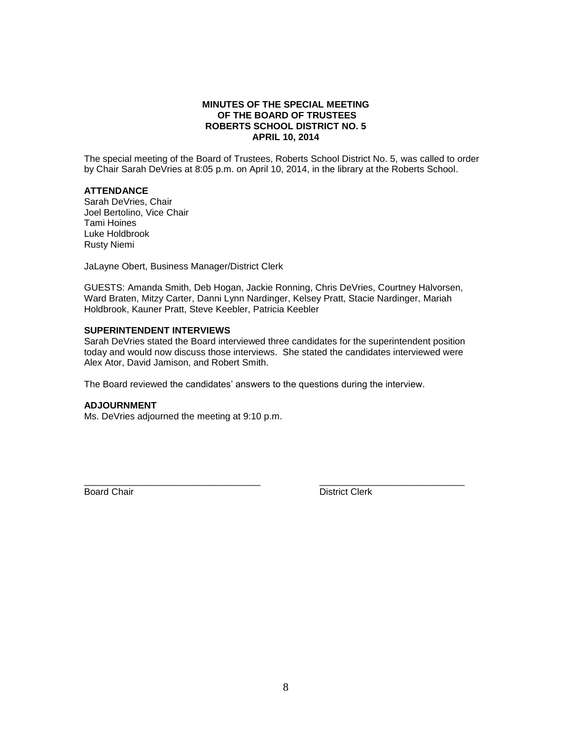**MINUTES OF THE SPECIAL MEETING
OF THE BOARD OF TRUSTEES
ROBERTS SCHOOL DISTRICT NO. 5
APRIL 10, 2014**

The special meeting of the Board of Trustees, Roberts School District No. 5, was called to order by Chair Sarah DeVries at 8:05 p.m. on April 10, 2014, in the library at the Roberts School.

**ATTENDANCE**

Sarah DeVries, Chair
Joel Bertolino, Vice Chair
Tami Hoines
Luke Holdbrook
Rusty Niemi

JaLayne Obert, Business Manager/District Clerk

GUESTS: Amanda Smith, Deb Hogan, Jackie Ronning, Chris DeVries, Courtney Halvorsen, Ward Braten, Mitzy Carter, Danni Lynn Nardinger, Kelsey Pratt, Stacie Nardinger, Mariah Holdbrook, Kauner Pratt, Steve Keebler, Patricia Keebler

**SUPERINTENDENT INTERVIEWS**

Sarah DeVries stated the Board interviewed three candidates for the superintendent position today and would now discuss those interviews. She stated the candidates interviewed were Alex Ator, David Jamison, and Robert Smith.

The Board reviewed the candidates' answers to the questions during the interview.

**ADJOURNMENT**

Ms. DeVries adjourned the meeting at 9:10 p.m.

\_\_\_\_\_\_\_\_\_\_\_\_\_\_\_\_\_\_\_\_\_\_\_\_\_\_\_\_\_\_\_\_\_\_ \_\_\_\_\_\_\_\_\_\_\_\_\_\_\_\_\_\_\_\_\_\_\_\_\_\_\_\_\_\_\_\_\_\_

Board Chair District Clerk